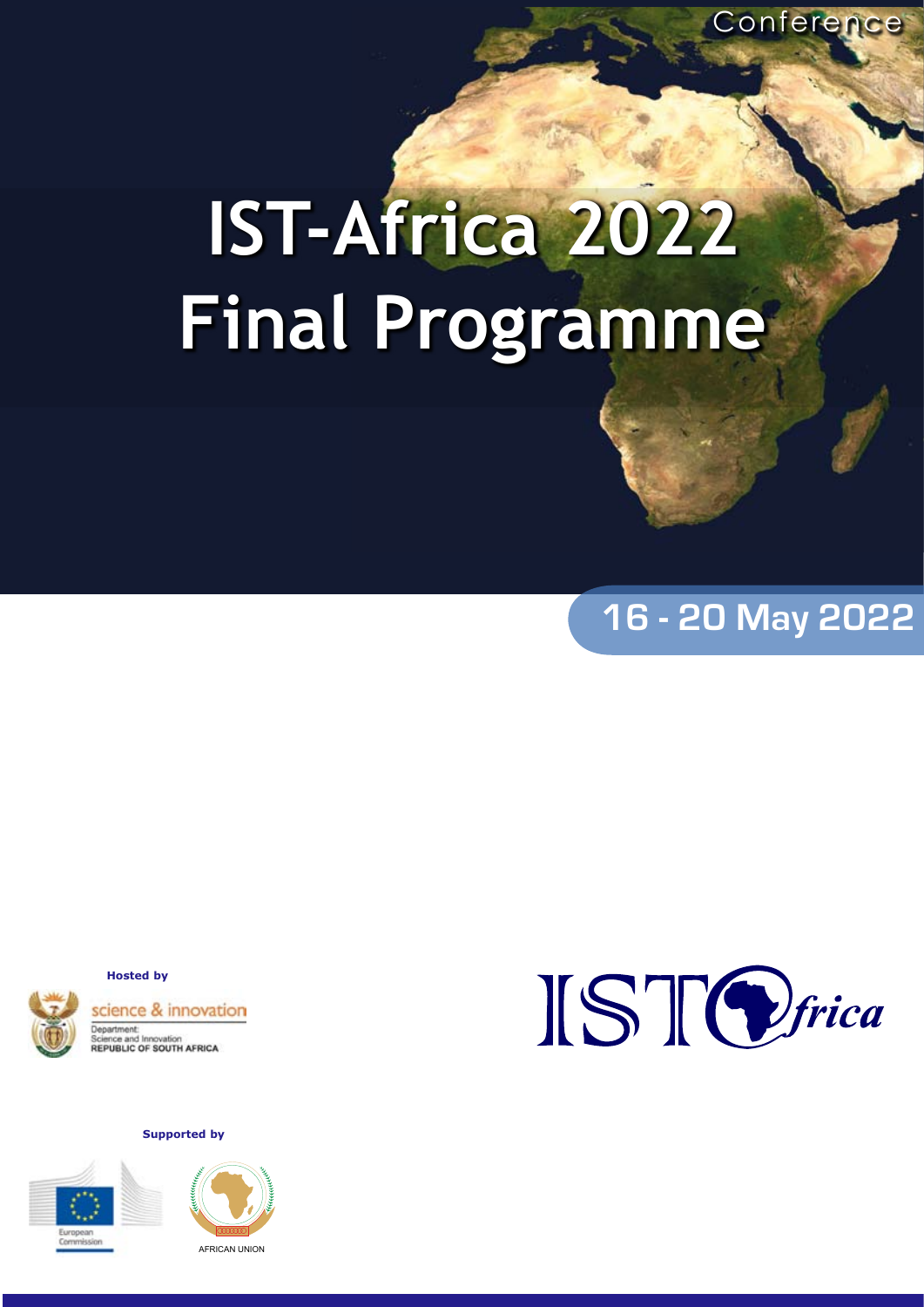Conference

# IST-Africa 2022 Final Programme

## 16 - 20 May 2022

**Hosted by**

science & innovation
Department:
Science and Innovation
REPUBLIC OF SOUTH AFRICA

IST Africa

**Supported by**

European Commission

AFRICAN UNION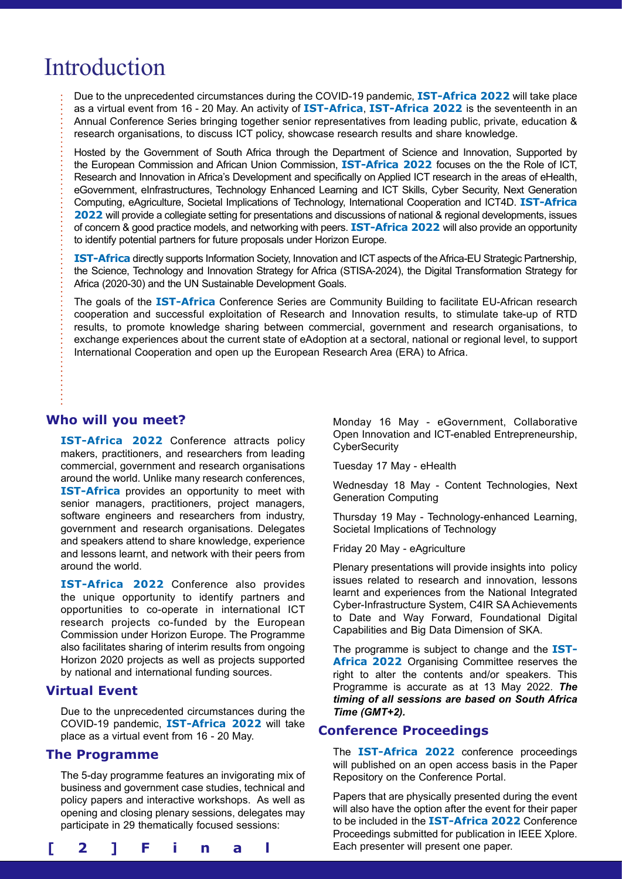# Introduction

Due to the unprecedented circumstances during the COVID-19 pandemic, **IST-Africa 2022** will take place as a virtual event from 16 - 20 May. An activity of **IST-Africa**, **IST-Africa 2022** is the seventeenth in an Annual Conference Series bringing together senior representatives from leading public, private, education & research organisations, to discuss ICT policy, showcase research results and share knowledge.

Hosted by the Government of South Africa through the Department of Science and Innovation, Supported by the European Commission and African Union Commission, **IST-Africa 2022** focuses on the the Role of ICT, Research and Innovation in Africa's Development and specifically on Applied ICT research in the areas of eHealth, eGovernment, eInfrastructures, Technology Enhanced Learning and ICT Skills, Cyber Security, Next Generation Computing, eAgriculture, Societal Implications of Technology, International Cooperation and ICT4D. **IST-Africa 2022** will provide a collegiate setting for presentations and discussions of national & regional developments, issues of concern & good practice models, and networking with peers. **IST-Africa 2022** will also provide an opportunity to identify potential partners for future proposals under Horizon Europe.

**IST-Africa** directly supports Information Society, Innovation and ICT aspects of the Africa-EU Strategic Partnership, the Science, Technology and Innovation Strategy for Africa (STISA-2024), the Digital Transformation Strategy for Africa (2020-30) and the UN Sustainable Development Goals.

The goals of the **IST-Africa** Conference Series are Community Building to facilitate EU-African research cooperation and successful exploitation of Research and Innovation results, to stimulate take-up of RTD results, to promote knowledge sharing between commercial, government and research organisations, to exchange experiences about the current state of eAdoption at a sectoral, national or regional level, to support International Cooperation and open up the European Research Area (ERA) to Africa.

## Who will you meet?

**IST-Africa 2022** Conference attracts policy makers, practitioners, and researchers from leading commercial, government and research organisations around the world. Unlike many research conferences, **IST-Africa** provides an opportunity to meet with senior managers, practitioners, project managers, software engineers and researchers from industry, government and research organisations. Delegates and speakers attend to share knowledge, experience and lessons learnt, and network with their peers from around the world.

**IST-Africa 2022** Conference also provides the unique opportunity to identify partners and opportunities to co-operate in international ICT research projects co-funded by the European Commission under Horizon Europe. The Programme also facilitates sharing of interim results from ongoing Horizon 2020 projects as well as projects supported by national and international funding sources.

## Virtual Event

Due to the unprecedented circumstances during the COVID-19 pandemic, **IST-Africa 2022** will take place as a virtual event from 16 - 20 May.

## The Programme

The 5-day programme features an invigorating mix of business and government case studies, technical and policy papers and interactive workshops. As well as opening and closing plenary sessions, delegates may participate in 29 thematically focused sessions:

Monday 16 May - eGovernment, Collaborative Open Innovation and ICT-enabled Entrepreneurship, CyberSecurity

Tuesday 17 May - eHealth

Wednesday 18 May - Content Technologies, Next Generation Computing

Thursday 19 May - Technology-enhanced Learning, Societal Implications of Technology

Friday 20 May - eAgriculture

Plenary presentations will provide insights into policy issues related to research and innovation, lessons learnt and experiences from the National Integrated Cyber-Infrastructure System, C4IR SA Achievements to Date and Way Forward, Foundational Digital Capabilities and Big Data Dimension of SKA.

The programme is subject to change and the **IST-Africa 2022** Organising Committee reserves the right to alter the contents and/or speakers. This Programme is accurate as at 13 May 2022. ***The timing of all sessions are based on South Africa Time (GMT+2).***

## Conference Proceedings

The **IST-Africa 2022** conference proceedings will published on an open access basis in the Paper Repository on the Conference Portal.

Papers that are physically presented during the event will also have the option after the event for their paper to be included in the **IST-Africa 2022** Conference Proceedings submitted for publication in IEEE Xplore. Each presenter will present one paper.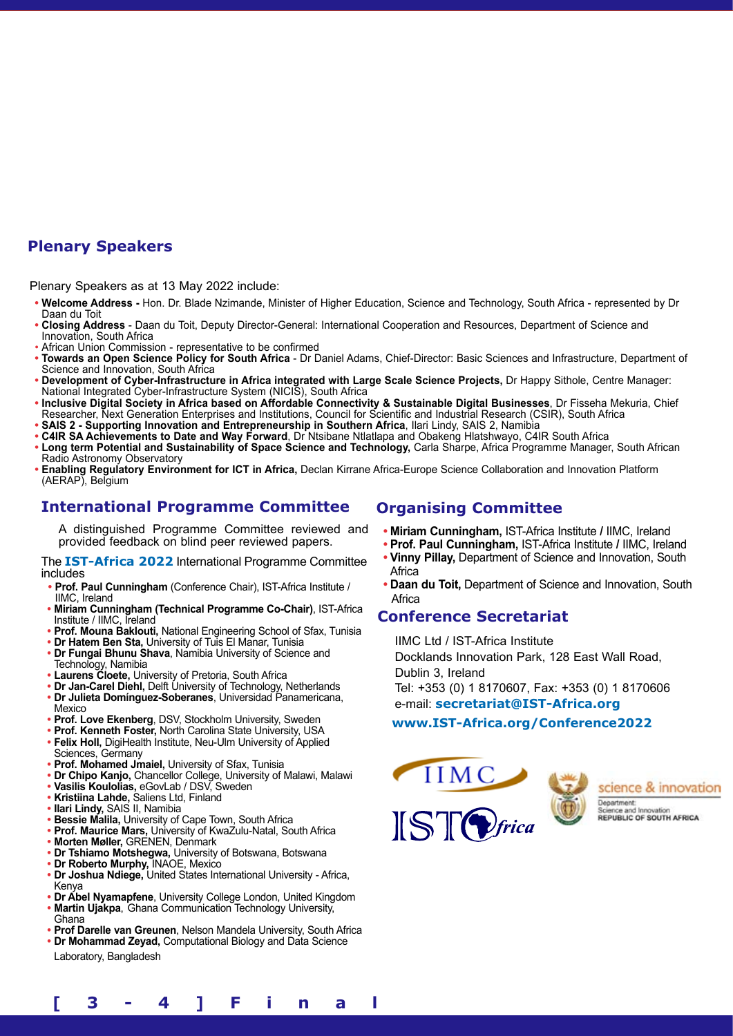## Plenary Speakers

Plenary Speakers as at 13 May 2022 include:

- **Welcome Address -** Hon. Dr. Blade Nzimande, Minister of Higher Education, Science and Technology, South Africa - represented by Dr Daan du Toit
- **Closing Address** - Daan du Toit, Deputy Director-General: International Cooperation and Resources, Department of Science and Innovation, South Africa
- African Union Commission - representative to be confirmed
- **Towards an Open Science Policy for South Africa** - Dr Daniel Adams, Chief-Director: Basic Sciences and Infrastructure, Department of Science and Innovation, South Africa
- **Development of Cyber-Infrastructure in Africa integrated with Large Scale Science Projects,** Dr Happy Sithole, Centre Manager: National Integrated Cyber-Infrastructure System (NICIS), South Africa
- **Inclusive Digital Society in Africa based on Affordable Connectivity & Sustainable Digital Businesses**, Dr Fisseha Mekuria, Chief Researcher, Next Generation Enterprises and Institutions, Council for Scientific and Industrial Research (CSIR), South Africa
- **SAIS 2 - Supporting Innovation and Entrepreneurship in Southern Africa**, Ilari Lindy, SAIS 2, Namibia
- **C4IR SA Achievements to Date and Way Forward**, Dr Ntsibane Ntlatlapa and Obakeng Hlatshwayo, C4IR South Africa
- **Long term Potential and Sustainability of Space Science and Technology,** Carla Sharpe, Africa Programme Manager, South African Radio Astronomy Observatory
- **Enabling Regulatory Environment for ICT in Africa,** Declan Kirrane Africa-Europe Science Collaboration and Innovation Platform (AERAP), Belgium

## International Programme Committee

A distinguished Programme Committee reviewed and provided feedback on blind peer reviewed papers.

The **IST-Africa 2022** International Programme Committee includes

- **Prof. Paul Cunningham** (Conference Chair), IST-Africa Institute / IIMC, Ireland
- **Miriam Cunningham (Technical Programme Co-Chair)**, IST-Africa Institute / IIMC, Ireland
- **Prof. Mouna Baklouti,** National Engineering School of Sfax, Tunisia
- **Dr Hatem Ben Sta,** University of Tuis El Manar, Tunisia
- **Dr Fungai Bhunu Shava**, Namibia University of Science and Technology, Namibia
- **Laurens Cloete,** University of Pretoria, South Africa
- **Dr Jan-Carel Diehl,** Delft University of Technology, Netherlands
- **Dr Julieta Domínguez-Soberanes**, Universidad Panamericana, Mexico
- **Prof. Love Ekenberg**, DSV, Stockholm University, Sweden
- **Prof. Kenneth Foster,** North Carolina State University, USA
- **Felix Holl,** DigiHealth Institute, Neu-Ulm University of Applied Sciences, Germany
- **Prof. Mohamed Jmaiel,** University of Sfax, Tunisia
- **Dr Chipo Kanjo,** Chancellor College, University of Malawi, Malawi
- **Vasilis Koulolias,** eGovLab / DSV, Sweden
- **Kristiina Lahde,** Saliens Ltd, Finland
- **Ilari Lindy,** SAIS II, Namibia
- **Bessie Malila,** University of Cape Town, South Africa
- **Prof. Maurice Mars,** University of KwaZulu-Natal, South Africa
- **Morten Møller,** GRENEN, Denmark
- **Dr Tshiamo Motshegwa,** University of Botswana, Botswana
- **Dr Roberto Murphy,** INAOE, Mexico
- **Dr Joshua Ndiege,** United States International University - Africa, Kenya
- **Dr Abel Nyamapfene**, University College London, United Kingdom
- **Martin Ujakpa**, Ghana Communication Technology University, Ghana
- **Prof Darelle van Greunen**, Nelson Mandela University, South Africa
- **Dr Mohammad Zeyad,** Computational Biology and Data Science Laboratory, Bangladesh

## Organising Committee

- **Miriam Cunningham,** IST-Africa Institute / IIMC, Ireland
- **Prof. Paul Cunningham,** IST-Africa Institute / IIMC, Ireland
- **Vinny Pillay,** Department of Science and Innovation, South Africa
- **Daan du Toit,** Department of Science and Innovation, South Africa

## Conference Secretariat

IIMC Ltd / IST-Africa Institute
Docklands Innovation Park, 128 East Wall Road, Dublin 3, Ireland
Tel: +353 (0) 1 8170607, Fax: +353 (0) 1 8170606
e-mail: **secretariat@IST-Africa.org**

**www.IST-Africa.org/Conference2022**

IIMC

IST-Africa

science & innovation
Department:
Science and Innovation
REPUBLIC OF SOUTH AFRICA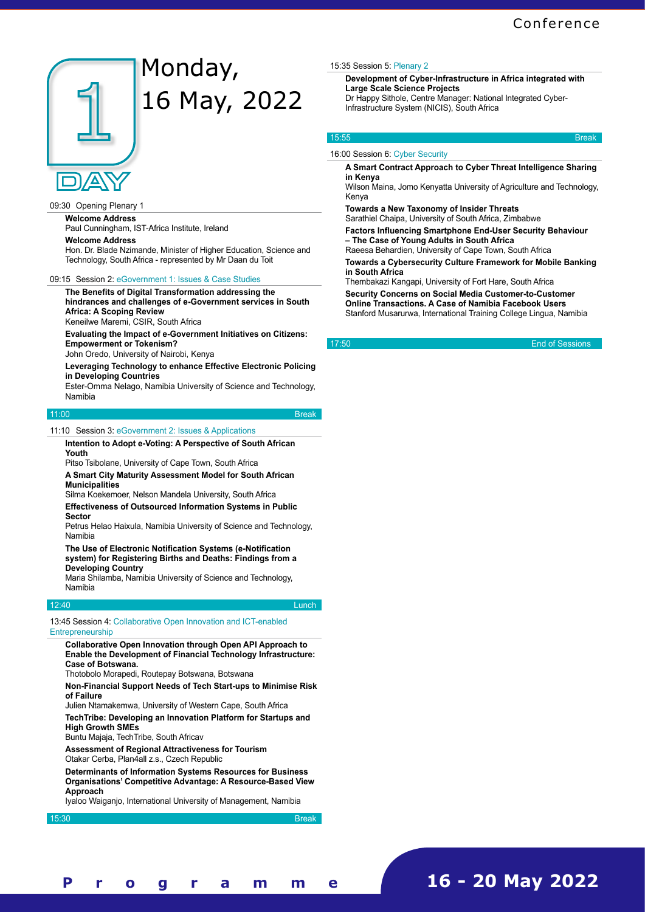# Day 1 – Monday, 16 May, 2022

09:30 Opening Plenary 1

**Welcome Address**
Paul Cunningham, IST-Africa Institute, Ireland

**Welcome Address**
Hon. Dr. Blade Nzimande, Minister of Higher Education, Science and Technology, South Africa - represented by Mr Daan du Toit

09:15 Session 2: eGovernment 1: Issues & Case Studies

**The Benefits of Digital Transformation addressing the hindrances and challenges of e-Government services in South Africa: A Scoping Review**
Keneilwe Maremi, CSIR, South Africa

**Evaluating the Impact of e-Government Initiatives on Citizens: Empowerment or Tokenism?**
John Oredo, University of Nairobi, Kenya

**Leveraging Technology to enhance Effective Electronic Policing in Developing Countries**
Ester-Omma Nelago, Namibia University of Science and Technology, Namibia

11:00 Break

11:10 Session 3: eGovernment 2: Issues & Applications

**Intention to Adopt e-Voting: A Perspective of South African Youth**
Pitso Tsibolane, University of Cape Town, South Africa

**A Smart City Maturity Assessment Model for South African Municipalities**
Silma Koekemoer, Nelson Mandela University, South Africa

**Effectiveness of Outsourced Information Systems in Public Sector**
Petrus Helao Haixula, Namibia University of Science and Technology, Namibia

**The Use of Electronic Notification Systems (e-Notification system) for Registering Births and Deaths: Findings from a Developing Country**
Maria Shilamba, Namibia University of Science and Technology, Namibia

12:40 Lunch

13:45 Session 4: Collaborative Open Innovation and ICT-enabled Entrepreneurship

**Collaborative Open Innovation through Open API Approach to Enable the Development of Financial Technology Infrastructure: Case of Botswana.**
Thotobolo Morapedi, Routepay Botswana, Botswana

**Non-Financial Support Needs of Tech Start-ups to Minimise Risk of Failure**
Julien Ntamakemwa, University of Western Cape, South Africa

**TechTribe: Developing an Innovation Platform for Startups and High Growth SMEs**
Buntu Majaja, TechTribe, South Africav

**Assessment of Regional Attractiveness for Tourism**
Otakar Cerba, Plan4all z.s., Czech Republic

**Determinants of Information Systems Resources for Business Organisations' Competitive Advantage: A Resource-Based View Approach**
Iyaloo Waiganjo, International University of Management, Namibia

15:30 Break

15:35 Session 5: Plenary 2

**Development of Cyber-Infrastructure in Africa integrated with Large Scale Science Projects**
Dr Happy Sithole, Centre Manager: National Integrated Cyber-Infrastructure System (NICIS), South Africa

15:55 Break

16:00 Session 6: Cyber Security

**A Smart Contract Approach to Cyber Threat Intelligence Sharing in Kenya**
Wilson Maina, Jomo Kenyatta University of Agriculture and Technology, Kenya

**Towards a New Taxonomy of Insider Threats**
Sarathiel Chaipa, University of South Africa, Zimbabwe

**Factors Influencing Smartphone End-User Security Behaviour – The Case of Young Adults in South Africa**
Raeesa Behardien, University of Cape Town, South Africa

**Towards a Cybersecurity Culture Framework for Mobile Banking in South Africa**
Thembakazi Kangapi, University of Fort Hare, South Africa

**Security Concerns on Social Media Customer-to-Customer Online Transactions. A Case of Namibia Facebook Users**
Stanford Musarurwa, International Training College Lingua, Namibia

17:50 End of Sessions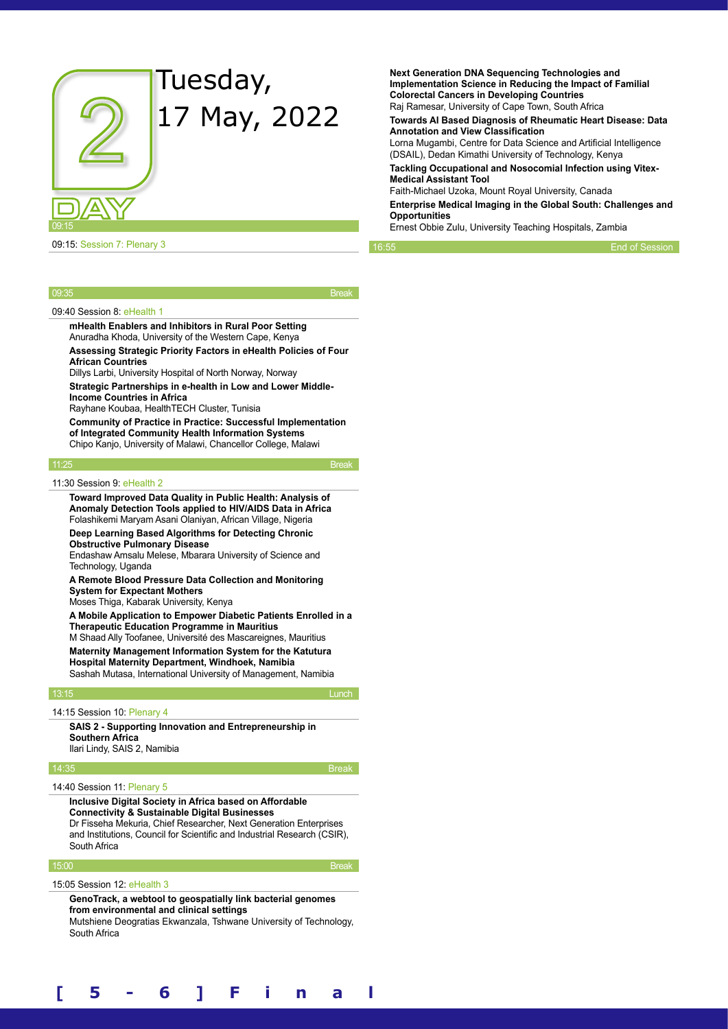# DAY 2 — Tuesday, 17 May, 2022

09:15

09:15: Session 7: Plenary 3

09:35 — Break

09:40 Session 8: eHealth 1

**mHealth Enablers and Inhibitors in Rural Poor Setting**
Anuradha Khoda, University of the Western Cape, Kenya

**Assessing Strategic Priority Factors in eHealth Policies of Four African Countries**
Dillys Larbi, University Hospital of North Norway, Norway

**Strategic Partnerships in e-health in Low and Lower Middle-Income Countries in Africa**
Rayhane Koubaa, HealthTECH Cluster, Tunisia

**Community of Practice in Practice: Successful Implementation of Integrated Community Health Information Systems**
Chipo Kanjo, University of Malawi, Chancellor College, Malawi

11:25 — Break

11:30 Session 9: eHealth 2

**Toward Improved Data Quality in Public Health: Analysis of Anomaly Detection Tools applied to HIV/AIDS Data in Africa**
Folashikemi Maryam Asani Olaniyan, African Village, Nigeria

**Deep Learning Based Algorithms for Detecting Chronic Obstructive Pulmonary Disease**
Endashaw Amsalu Melese, Mbarara University of Science and Technology, Uganda

**A Remote Blood Pressure Data Collection and Monitoring System for Expectant Mothers**
Moses Thiga, Kabarak University, Kenya

**A Mobile Application to Empower Diabetic Patients Enrolled in a Therapeutic Education Programme in Mauritius**
M Shaad Ally Toofanee, Université des Mascareignes, Mauritius

**Maternity Management Information System for the Katutura Hospital Maternity Department, Windhoek, Namibia**
Sashah Mutasa, International University of Management, Namibia

13:15 — Lunch

14:15 Session 10: Plenary 4

**SAIS 2 - Supporting Innovation and Entrepreneurship in Southern Africa**
Ilari Lindy, SAIS 2, Namibia

14:35 — Break

14:40 Session 11: Plenary 5

**Inclusive Digital Society in Africa based on Affordable Connectivity & Sustainable Digital Businesses**
Dr Fisseha Mekuria, Chief Researcher, Next Generation Enterprises and Institutions, Council for Scientific and Industrial Research (CSIR), South Africa

15:00 — Break

15:05 Session 12: eHealth 3

**GenoTrack, a webtool to geospatially link bacterial genomes from environmental and clinical settings**
Mutshiene Deogratias Ekwanzala, Tshwane University of Technology, South Africa

**Next Generation DNA Sequencing Technologies and Implementation Science in Reducing the Impact of Familial Colorectal Cancers in Developing Countries**
Raj Ramesar, University of Cape Town, South Africa

**Towards AI Based Diagnosis of Rheumatic Heart Disease: Data Annotation and View Classification**
Lorna Mugambi, Centre for Data Science and Artificial Intelligence (DSAIL), Dedan Kimathi University of Technology, Kenya

**Tackling Occupational and Nosocomial Infection using Vitex-Medical Assistant Tool**
Faith-Michael Uzoka, Mount Royal University, Canada

**Enterprise Medical Imaging in the Global South: Challenges and Opportunities**
Ernest Obbie Zulu, University Teaching Hospitals, Zambia

16:55 — End of Session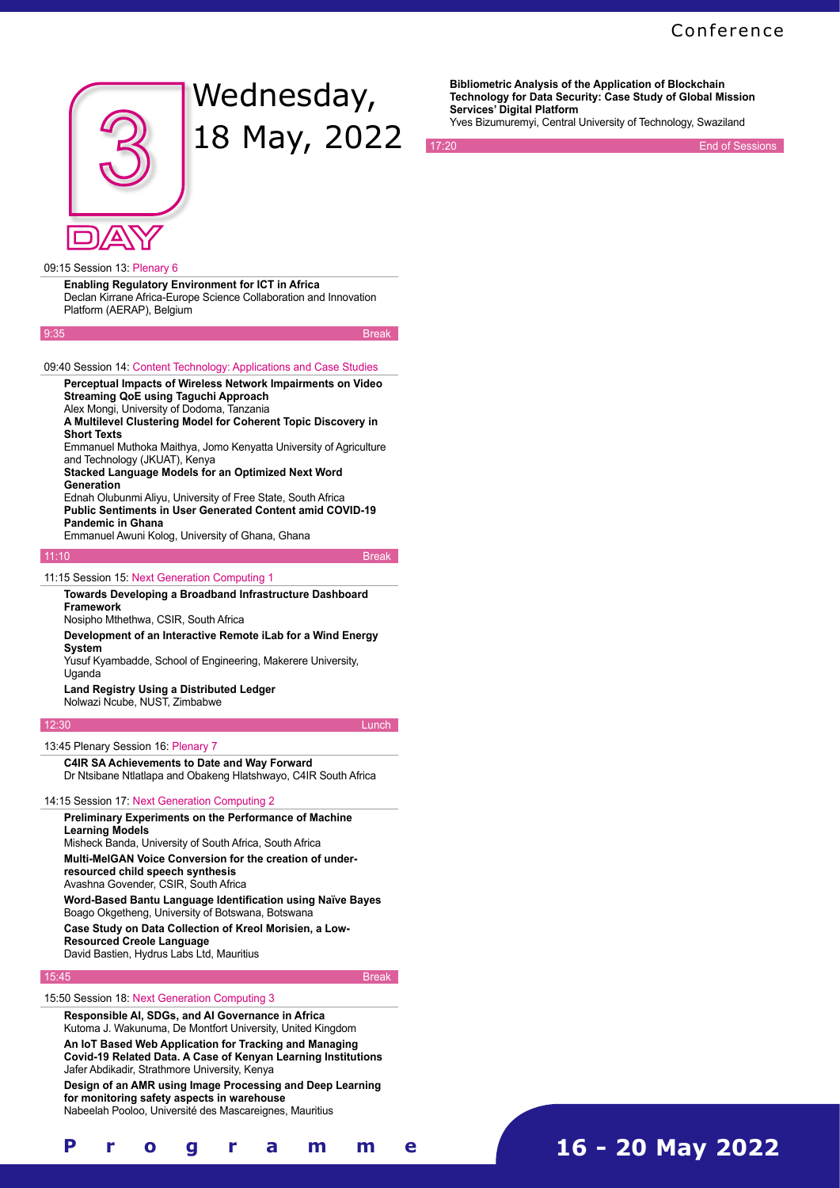# Day 3 – Wednesday, 18 May, 2022

09:15 Session 13: Plenary 6

**Enabling Regulatory Environment for ICT in Africa**
Declan Kirrane Africa-Europe Science Collaboration and Innovation Platform (AERAP), Belgium

9:35 Break

09:40 Session 14: Content Technology: Applications and Case Studies

**Perceptual Impacts of Wireless Network Impairments on Video Streaming QoE using Taguchi Approach**
Alex Mongi, University of Dodoma, Tanzania

**A Multilevel Clustering Model for Coherent Topic Discovery in Short Texts**
Emmanuel Muthoka Maithya, Jomo Kenyatta University of Agriculture and Technology (JKUAT), Kenya

**Stacked Language Models for an Optimized Next Word Generation**
Ednah Olubunmi Aliyu, University of Free State, South Africa

**Public Sentiments in User Generated Content amid COVID-19 Pandemic in Ghana**
Emmanuel Awuni Kolog, University of Ghana, Ghana

11:10 Break

11:15 Session 15: Next Generation Computing 1

**Towards Developing a Broadband Infrastructure Dashboard Framework**
Nosipho Mthethwa, CSIR, South Africa

**Development of an Interactive Remote iLab for a Wind Energy System**
Yusuf Kyambadde, School of Engineering, Makerere University, Uganda

**Land Registry Using a Distributed Ledger**
Nolwazi Ncube, NUST, Zimbabwe

12:30 Lunch

13:45 Plenary Session 16: Plenary 7

**C4IR SA Achievements to Date and Way Forward**
Dr Ntsibane Ntlatlapa and Obakeng Hlatshwayo, C4IR South Africa

14:15 Session 17: Next Generation Computing 2

**Preliminary Experiments on the Performance of Machine Learning Models**
Misheck Banda, University of South Africa, South Africa

**Multi-MelGAN Voice Conversion for the creation of under-resourced child speech synthesis**
Avashna Govender, CSIR, South Africa

**Word-Based Bantu Language Identification using Naïve Bayes**
Boago Okgetheng, University of Botswana, Botswana

**Case Study on Data Collection of Kreol Morisien, a Low-Resourced Creole Language**
David Bastien, Hydrus Labs Ltd, Mauritius

15:45 Break

15:50 Session 18: Next Generation Computing 3

**Responsible AI, SDGs, and AI Governance in Africa**
Kutoma J. Wakunuma, De Montfort University, United Kingdom

**An IoT Based Web Application for Tracking and Managing Covid-19 Related Data. A Case of Kenyan Learning Institutions**
Jafer Abdikadir, Strathmore University, Kenya

**Design of an AMR using Image Processing and Deep Learning for monitoring safety aspects in warehouse**
Nabeelah Pooloo, Université des Mascareignes, Mauritius

**Bibliometric Analysis of the Application of Blockchain Technology for Data Security: Case Study of Global Mission Services' Digital Platform**
Yves Bizumuremyi, Central University of Technology, Swaziland

17:20 End of Sessions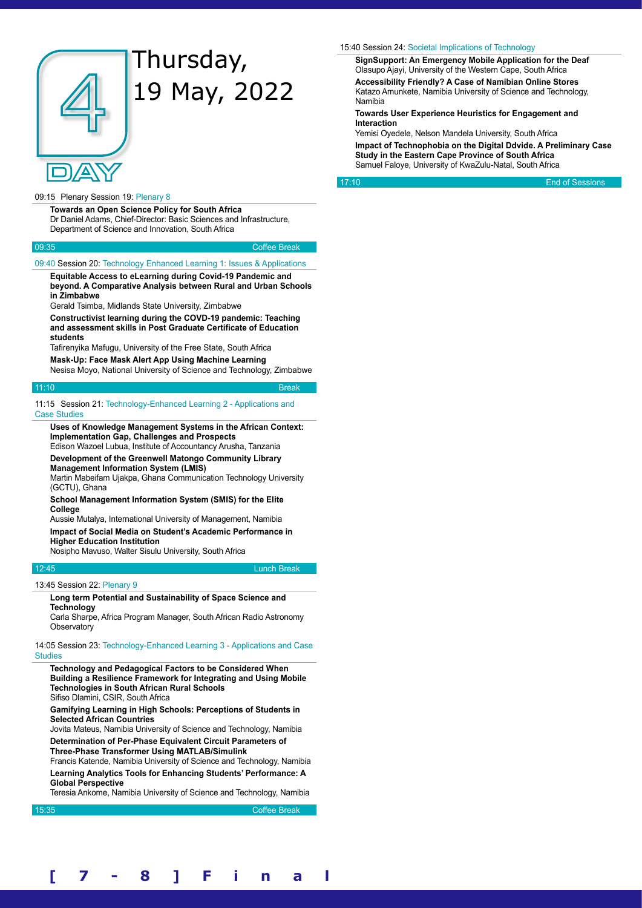# Day 4 — Thursday, 19 May, 2022

09:15 Plenary Session 19: Plenary 8

**Towards an Open Science Policy for South Africa**
Dr Daniel Adams, Chief-Director: Basic Sciences and Infrastructure, Department of Science and Innovation, South Africa

09:35 — Coffee Break

09:40 Session 20: Technology Enhanced Learning 1: Issues & Applications

**Equitable Access to eLearning during Covid-19 Pandemic and beyond. A Comparative Analysis between Rural and Urban Schools in Zimbabwe**
Gerald Tsimba, Midlands State University, Zimbabwe

**Constructivist learning during the COVD-19 pandemic: Teaching and assessment skills in Post Graduate Certificate of Education students**
Tafirenyika Mafugu, University of the Free State, South Africa

**Mask-Up: Face Mask Alert App Using Machine Learning**
Nesisa Moyo, National University of Science and Technology, Zimbabwe

11:10 — Break

11:15 Session 21: Technology-Enhanced Learning 2 - Applications and Case Studies

**Uses of Knowledge Management Systems in the African Context: Implementation Gap, Challenges and Prospects**
Edison Wazoel Lubua, Institute of Accountancy Arusha, Tanzania

**Development of the Greenwell Matongo Community Library Management Information System (LMIS)**
Martin Mabeifam Ujakpa, Ghana Communication Technology University (GCTU), Ghana

**School Management Information System (SMIS) for the Elite College**
Aussie Mutalya, International University of Management, Namibia

**Impact of Social Media on Student's Academic Performance in Higher Education Institution**
Nosipho Mavuso, Walter Sisulu University, South Africa

12:45 — Lunch Break

13:45 Session 22: Plenary 9

**Long term Potential and Sustainability of Space Science and Technology**
Carla Sharpe, Africa Program Manager, South African Radio Astronomy Observatory

14:05 Session 23: Technology-Enhanced Learning 3 - Applications and Case Studies

**Technology and Pedagogical Factors to be Considered When Building a Resilience Framework for Integrating and Using Mobile Technologies in South African Rural Schools**
Sifiso Dlamini, CSIR, South Africa

**Gamifying Learning in High Schools: Perceptions of Students in Selected African Countries**
Jovita Mateus, Namibia University of Science and Technology, Namibia

**Determination of Per-Phase Equivalent Circuit Parameters of Three-Phase Transformer Using MATLAB/Simulink**
Francis Katende, Namibia University of Science and Technology, Namibia

**Learning Analytics Tools for Enhancing Students' Performance: A Global Perspective**
Teresia Ankome, Namibia University of Science and Technology, Namibia

15:35 — Coffee Break

15:40 Session 24: Societal Implications of Technology

**SignSupport: An Emergency Mobile Application for the Deaf**
Olasupo Ajayi, University of the Western Cape, South Africa

**Accessibility Friendly? A Case of Namibian Online Stores**
Katazo Amunkete, Namibia University of Science and Technology, Namibia

**Towards User Experience Heuristics for Engagement and Interaction**
Yemisi Oyedele, Nelson Mandela University, South Africa

**Impact of Technophobia on the Digital Ddvide. A Preliminary Case Study in the Eastern Cape Province of South Africa**
Samuel Faloye, University of KwaZulu-Natal, South Africa

17:10 — End of Sessions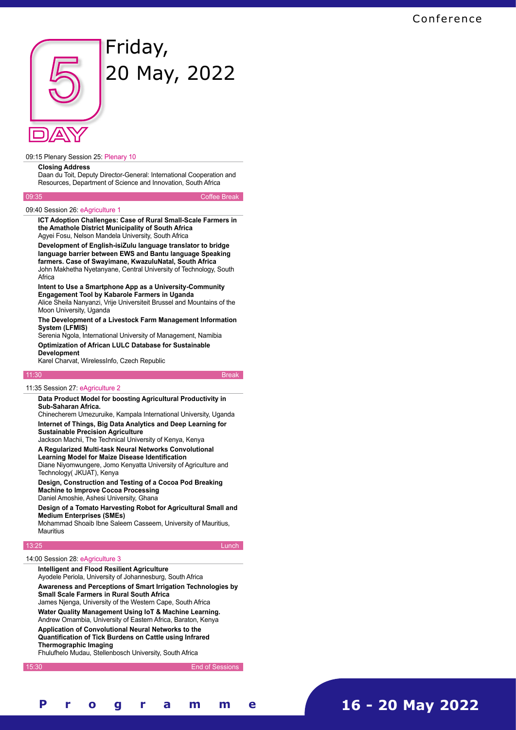# Day 5

## Friday, 20 May, 2022

09:15 Plenary Session 25: Plenary 10

**Closing Address**
Daan du Toit, Deputy Director-General: International Cooperation and Resources, Department of Science and Innovation, South Africa

09:35 Coffee Break

09:40 Session 26: eAgriculture 1

**ICT Adoption Challenges: Case of Rural Small-Scale Farmers in the Amathole District Municipality of South Africa**
Agyei Fosu, Nelson Mandela University, South Africa

**Development of English-isiZulu language translator to bridge language barrier between EWS and Bantu language Speaking farmers. Case of Swayimane, KwazuluNatal, South Africa**
John Makhetha Nyetanyane, Central University of Technology, South Africa

**Intent to Use a Smartphone App as a University-Community Engagement Tool by Kabarole Farmers in Uganda**
Alice Sheila Nanyanzi, Vrije Universiteit Brussel and Mountains of the Moon University, Uganda

**The Development of a Livestock Farm Management Information System (LFMIS)**
Serenia Ngola, International University of Management, Namibia

**Optimization of African LULC Database for Sustainable Development**
Karel Charvat, WirelessInfo, Czech Republic

11:30 Break

11:35 Session 27: eAgriculture 2

**Data Product Model for boosting Agricultural Productivity in Sub-Saharan Africa.**
Chinecherem Umezuruike, Kampala International University, Uganda

**Internet of Things, Big Data Analytics and Deep Learning for Sustainable Precision Agriculture**
Jackson Machii, The Technical University of Kenya, Kenya

**A Regularized Multi-task Neural Networks Convolutional Learning Model for Maize Disease Identification**
Diane Niyomwungere, Jomo Kenyatta University of Agriculture and Technology( JKUAT), Kenya

**Design, Construction and Testing of a Cocoa Pod Breaking Machine to Improve Cocoa Processing**
Daniel Amoshie, Ashesi University, Ghana

**Design of a Tomato Harvesting Robot for Agricultural Small and Medium Enterprises (SMEs)**
Mohammad Shoaib Ibne Saleem Casseem, University of Mauritius, Mauritius

13:25 Lunch

14:00 Session 28: eAgriculture 3

**Intelligent and Flood Resilient Agriculture**
Ayodele Periola, University of Johannesburg, South Africa

**Awareness and Perceptions of Smart Irrigation Technologies by Small Scale Farmers in Rural South Africa**
James Njenga, University of the Western Cape, South Africa

**Water Quality Management Using IoT & Machine Learning.**
Andrew Omambia, University of Eastern Africa, Baraton, Kenya

**Application of Convolutional Neural Networks to the Quantification of Tick Burdens on Cattle using Infrared Thermographic Imaging**
Fhulufhelo Mudau, Stellenbosch University, South Africa

15:30 End of Sessions